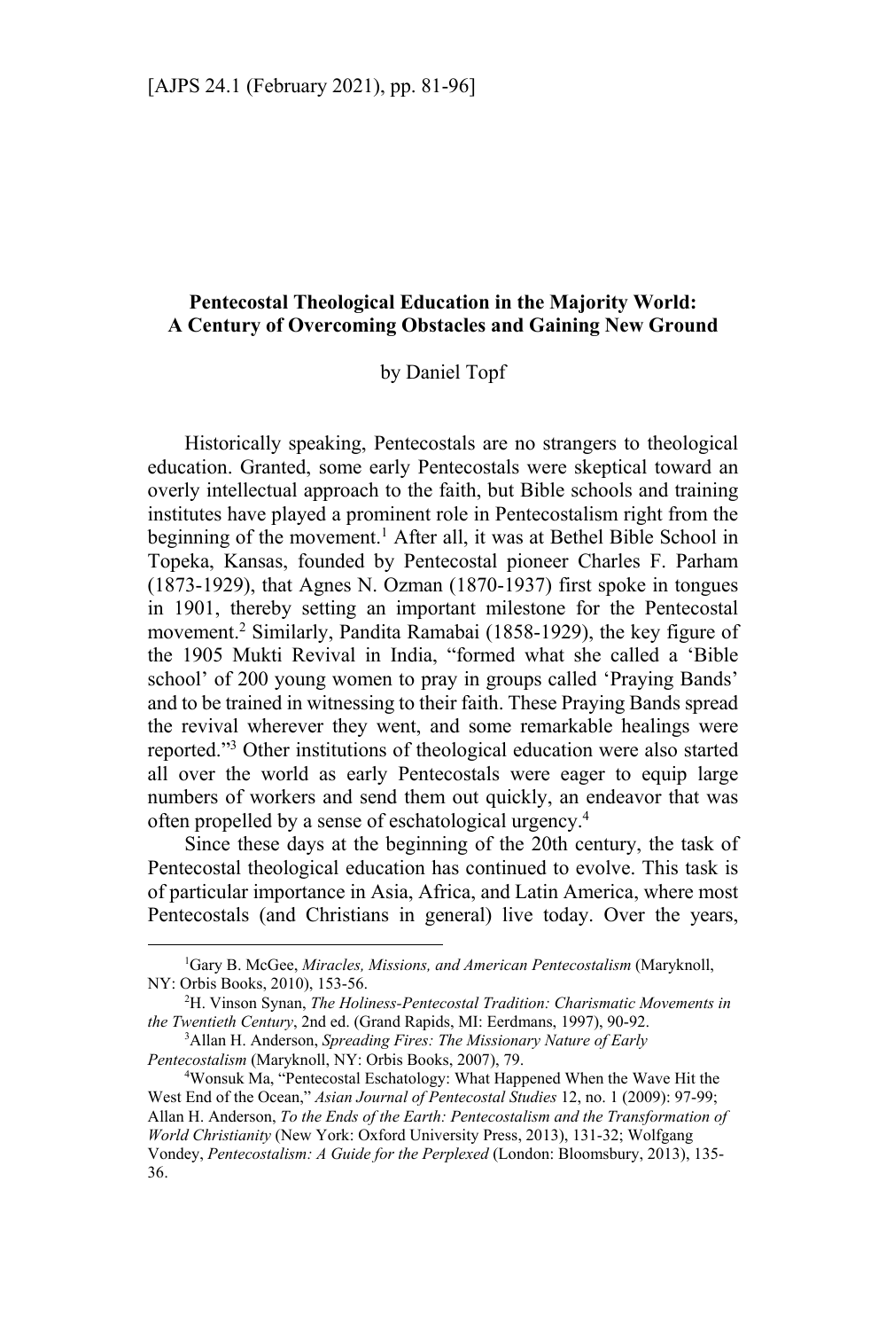# Pentecostal Theological Education in the Majority World: A Century of Overcoming Obstacles and Gaining New Ground

by Daniel Topf

Historically speaking, Pentecostals are no strangers to theological education. Granted, some early Pentecostals were skeptical toward an overly intellectual approach to the faith, but Bible schools and training institutes have played a prominent role in Pentecostalism right from the beginning of the movement.[1] After all, it was at Bethel Bible School in Topeka, Kansas, founded by Pentecostal pioneer Charles F. Parham (1873-1929), that Agnes N. Ozman (1870-1937) first spoke in tongues in 1901, thereby setting an important milestone for the Pentecostal movement.[2] Similarly, Pandita Ramabai (1858-1929), the key figure of the 1905 Mukti Revival in India, "formed what she called a 'Bible school' of 200 young women to pray in groups called 'Praying Bands' and to be trained in witnessing to their faith. These Praying Bands spread the revival wherever they went, and some remarkable healings were reported."[3] Other institutions of theological education were also started all over the world as early Pentecostals were eager to equip large numbers of workers and send them out quickly, an endeavor that was often propelled by a sense of eschatological urgency.[4]

Since these days at the beginning of the 20th century, the task of Pentecostal theological education has continued to evolve. This task is of particular importance in Asia, Africa, and Latin America, where most Pentecostals (and Christians in general) live today. Over the years,

---

[1] Gary B. McGee, *Miracles, Missions, and American Pentecostalism* (Maryknoll, NY: Orbis Books, 2010), 153-56.

[2] H. Vinson Synan, *The Holiness-Pentecostal Tradition: Charismatic Movements in the Twentieth Century*, 2nd ed. (Grand Rapids, MI: Eerdmans, 1997), 90-92.

[3] Allan H. Anderson, *Spreading Fires: The Missionary Nature of Early Pentecostalism* (Maryknoll, NY: Orbis Books, 2007), 79.

[4] Wonsuk Ma, "Pentecostal Eschatology: What Happened When the Wave Hit the West End of the Ocean," *Asian Journal of Pentecostal Studies* 12, no. 1 (2009): 97-99; Allan H. Anderson, *To the Ends of the Earth: Pentecostalism and the Transformation of World Christianity* (New York: Oxford University Press, 2013), 131-32; Wolfgang Vondey, *Pentecostalism: A Guide for the Perplexed* (London: Bloomsbury, 2013), 135-36.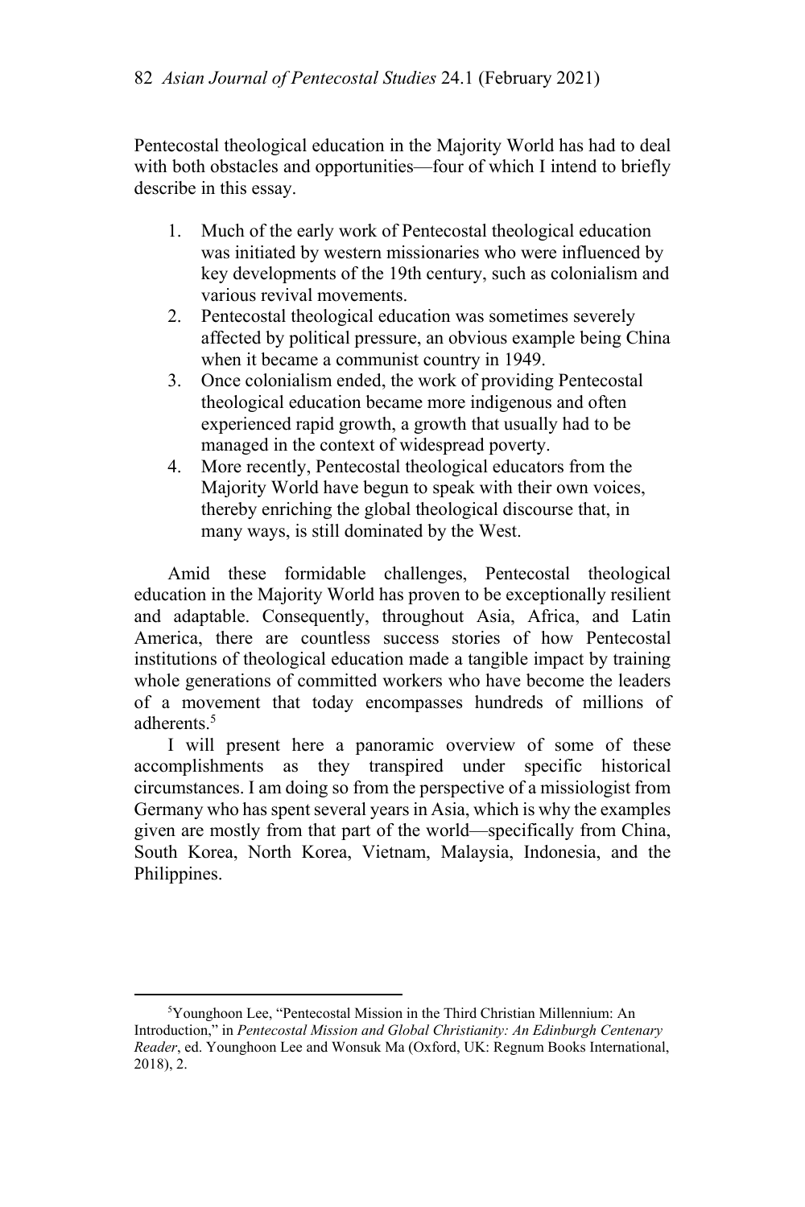Pentecostal theological education in the Majority World has had to deal with both obstacles and opportunities—four of which I intend to briefly describe in this essay.

1. Much of the early work of Pentecostal theological education was initiated by western missionaries who were influenced by key developments of the 19th century, such as colonialism and various revival movements.
2. Pentecostal theological education was sometimes severely affected by political pressure, an obvious example being China when it became a communist country in 1949.
3. Once colonialism ended, the work of providing Pentecostal theological education became more indigenous and often experienced rapid growth, a growth that usually had to be managed in the context of widespread poverty.
4. More recently, Pentecostal theological educators from the Majority World have begun to speak with their own voices, thereby enriching the global theological discourse that, in many ways, is still dominated by the West.

Amid these formidable challenges, Pentecostal theological education in the Majority World has proven to be exceptionally resilient and adaptable. Consequently, throughout Asia, Africa, and Latin America, there are countless success stories of how Pentecostal institutions of theological education made a tangible impact by training whole generations of committed workers who have become the leaders of a movement that today encompasses hundreds of millions of adherents.[5]

I will present here a panoramic overview of some of these accomplishments as they transpired under specific historical circumstances. I am doing so from the perspective of a missiologist from Germany who has spent several years in Asia, which is why the examples given are mostly from that part of the world—specifically from China, South Korea, North Korea, Vietnam, Malaysia, Indonesia, and the Philippines.

---

[5]Younghoon Lee, "Pentecostal Mission in the Third Christian Millennium: An Introduction," in *Pentecostal Mission and Global Christianity: An Edinburgh Centenary Reader*, ed. Younghoon Lee and Wonsuk Ma (Oxford, UK: Regnum Books International, 2018), 2.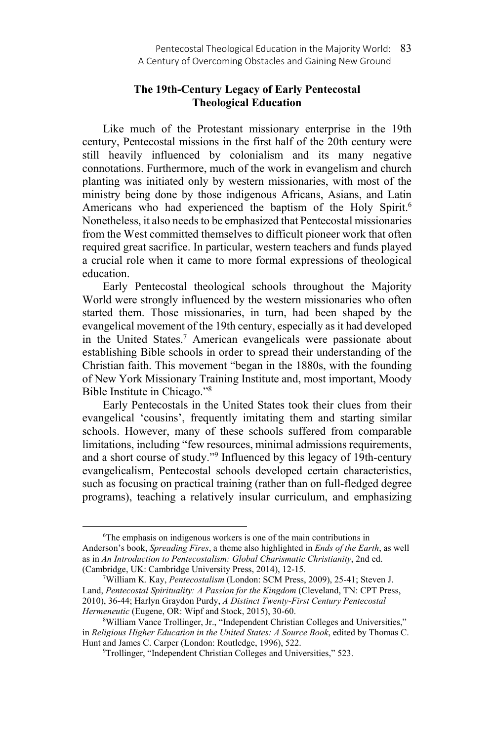## The 19th-Century Legacy of Early Pentecostal Theological Education

Like much of the Protestant missionary enterprise in the 19th century, Pentecostal missions in the first half of the 20th century were still heavily influenced by colonialism and its many negative connotations. Furthermore, much of the work in evangelism and church planting was initiated only by western missionaries, with most of the ministry being done by those indigenous Africans, Asians, and Latin Americans who had experienced the baptism of the Holy Spirit.[6] Nonetheless, it also needs to be emphasized that Pentecostal missionaries from the West committed themselves to difficult pioneer work that often required great sacrifice. In particular, western teachers and funds played a crucial role when it came to more formal expressions of theological education.

Early Pentecostal theological schools throughout the Majority World were strongly influenced by the western missionaries who often started them. Those missionaries, in turn, had been shaped by the evangelical movement of the 19th century, especially as it had developed in the United States.[7] American evangelicals were passionate about establishing Bible schools in order to spread their understanding of the Christian faith. This movement "began in the 1880s, with the founding of New York Missionary Training Institute and, most important, Moody Bible Institute in Chicago."[8]

Early Pentecostals in the United States took their clues from their evangelical 'cousins', frequently imitating them and starting similar schools. However, many of these schools suffered from comparable limitations, including "few resources, minimal admissions requirements, and a short course of study."[9] Influenced by this legacy of 19th-century evangelicalism, Pentecostal schools developed certain characteristics, such as focusing on practical training (rather than on full-fledged degree programs), teaching a relatively insular curriculum, and emphasizing

---

[6] The emphasis on indigenous workers is one of the main contributions in Anderson's book, *Spreading Fires*, a theme also highlighted in *Ends of the Earth*, as well as in *An Introduction to Pentecostalism: Global Charismatic Christianity*, 2nd ed. (Cambridge, UK: Cambridge University Press, 2014), 12-15.

[7] William K. Kay, *Pentecostalism* (London: SCM Press, 2009), 25-41; Steven J. Land, *Pentecostal Spirituality: A Passion for the Kingdom* (Cleveland, TN: CPT Press, 2010), 36-44; Harlyn Graydon Purdy, *A Distinct Twenty-First Century Pentecostal Hermeneutic* (Eugene, OR: Wipf and Stock, 2015), 30-60.

[8] William Vance Trollinger, Jr., "Independent Christian Colleges and Universities," in *Religious Higher Education in the United States: A Source Book*, edited by Thomas C. Hunt and James C. Carper (London: Routledge, 1996), 522.

[9] Trollinger, "Independent Christian Colleges and Universities," 523.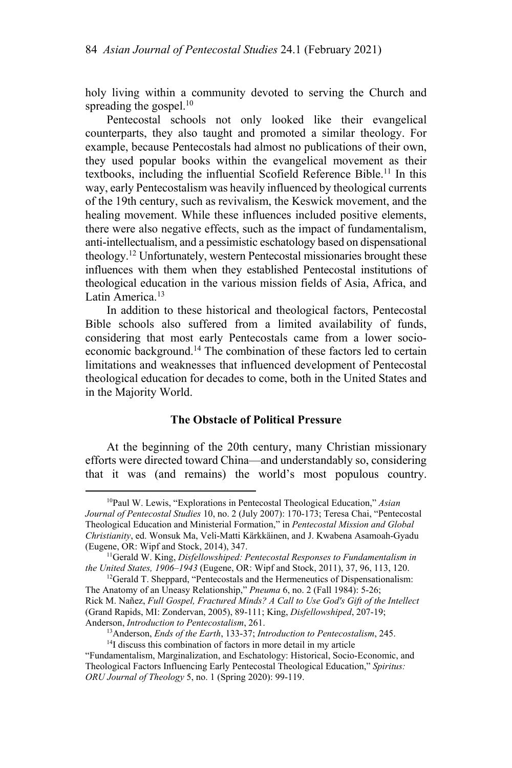holy living within a community devoted to serving the Church and spreading the gospel.[10]

Pentecostal schools not only looked like their evangelical counterparts, they also taught and promoted a similar theology. For example, because Pentecostals had almost no publications of their own, they used popular books within the evangelical movement as their textbooks, including the influential Scofield Reference Bible.[11] In this way, early Pentecostalism was heavily influenced by theological currents of the 19th century, such as revivalism, the Keswick movement, and the healing movement. While these influences included positive elements, there were also negative effects, such as the impact of fundamentalism, anti-intellectualism, and a pessimistic eschatology based on dispensational theology.[12] Unfortunately, western Pentecostal missionaries brought these influences with them when they established Pentecostal institutions of theological education in the various mission fields of Asia, Africa, and Latin America.[13]

In addition to these historical and theological factors, Pentecostal Bible schools also suffered from a limited availability of funds, considering that most early Pentecostals came from a lower socio-economic background.[14] The combination of these factors led to certain limitations and weaknesses that influenced development of Pentecostal theological education for decades to come, both in the United States and in the Majority World.

### The Obstacle of Political Pressure

At the beginning of the 20th century, many Christian missionary efforts were directed toward China—and understandably so, considering that it was (and remains) the world's most populous country.

---

[10]Paul W. Lewis, "Explorations in Pentecostal Theological Education," *Asian Journal of Pentecostal Studies* 10, no. 2 (July 2007): 170-173; Teresa Chai, "Pentecostal Theological Education and Ministerial Formation," in *Pentecostal Mission and Global Christianity*, ed. Wonsuk Ma, Veli-Matti Kärkkäinen, and J. Kwabena Asamoah-Gyadu (Eugene, OR: Wipf and Stock, 2014), 347.

[11]Gerald W. King, *Disfellowshiped: Pentecostal Responses to Fundamentalism in the United States, 1906–1943* (Eugene, OR: Wipf and Stock, 2011), 37, 96, 113, 120.

[12]Gerald T. Sheppard, "Pentecostals and the Hermeneutics of Dispensationalism: The Anatomy of an Uneasy Relationship," *Pneuma* 6, no. 2 (Fall 1984): 5-26; Rick M. Nañez, *Full Gospel, Fractured Minds? A Call to Use God's Gift of the Intellect* (Grand Rapids, MI: Zondervan, 2005), 89-111; King, *Disfellowshiped*, 207-19; Anderson, *Introduction to Pentecostalism*, 261.

[13]Anderson, *Ends of the Earth*, 133-37; *Introduction to Pentecostalism*, 245.

[14]I discuss this combination of factors in more detail in my article "Fundamentalism, Marginalization, and Eschatology: Historical, Socio-Economic, and Theological Factors Influencing Early Pentecostal Theological Education," *Spiritus: ORU Journal of Theology* 5, no. 1 (Spring 2020): 99-119.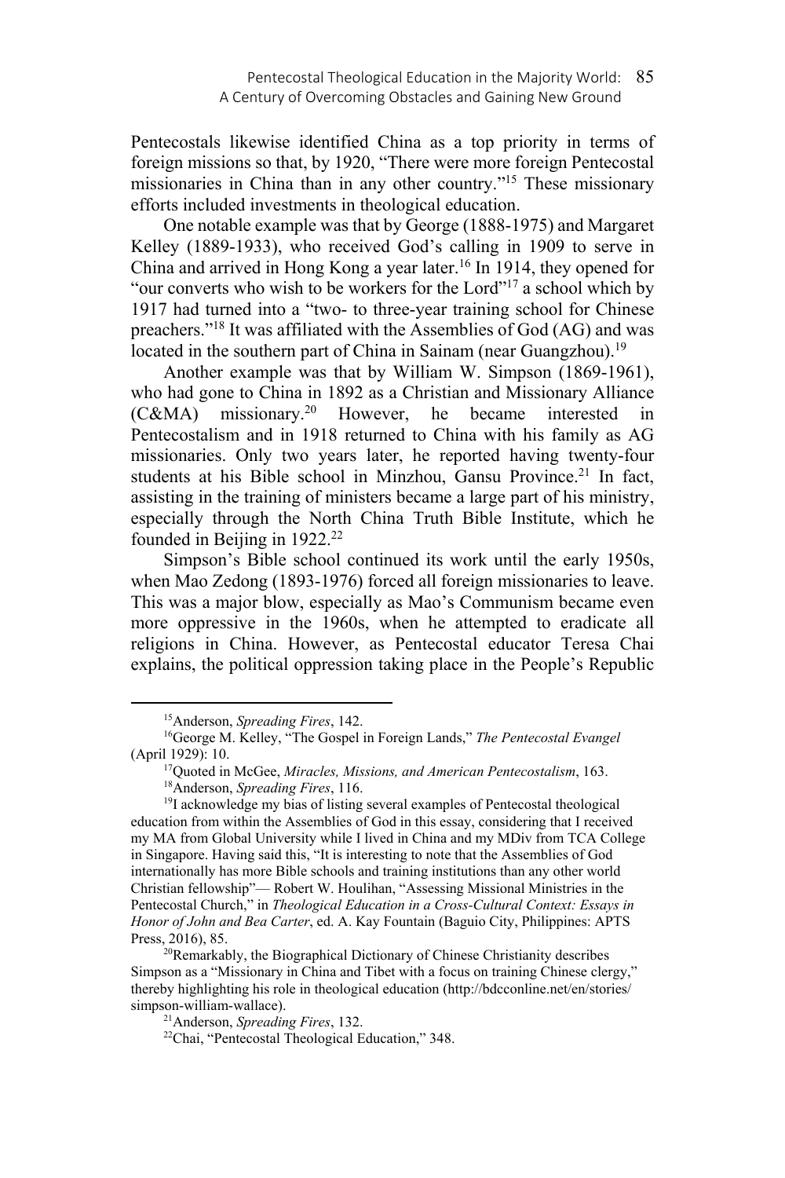Pentecostals likewise identified China as a top priority in terms of foreign missions so that, by 1920, "There were more foreign Pentecostal missionaries in China than in any other country."[15] These missionary efforts included investments in theological education.

One notable example was that by George (1888-1975) and Margaret Kelley (1889-1933), who received God's calling in 1909 to serve in China and arrived in Hong Kong a year later.[16] In 1914, they opened for "our converts who wish to be workers for the Lord"[17] a school which by 1917 had turned into a "two- to three-year training school for Chinese preachers."[18] It was affiliated with the Assemblies of God (AG) and was located in the southern part of China in Sainam (near Guangzhou).[19]

Another example was that by William W. Simpson (1869-1961), who had gone to China in 1892 as a Christian and Missionary Alliance (C&MA) missionary.[20] However, he became interested in Pentecostalism and in 1918 returned to China with his family as AG missionaries. Only two years later, he reported having twenty-four students at his Bible school in Minzhou, Gansu Province.[21] In fact, assisting in the training of ministers became a large part of his ministry, especially through the North China Truth Bible Institute, which he founded in Beijing in 1922.[22]

Simpson's Bible school continued its work until the early 1950s, when Mao Zedong (1893-1976) forced all foreign missionaries to leave. This was a major blow, especially as Mao's Communism became even more oppressive in the 1960s, when he attempted to eradicate all religions in China. However, as Pentecostal educator Teresa Chai explains, the political oppression taking place in the People's Republic

---

[15] Anderson, *Spreading Fires*, 142.

[16] George M. Kelley, "The Gospel in Foreign Lands," *The Pentecostal Evangel* (April 1929): 10.

[17] Quoted in McGee, *Miracles, Missions, and American Pentecostalism*, 163.

[18] Anderson, *Spreading Fires*, 116.

[19] I acknowledge my bias of listing several examples of Pentecostal theological education from within the Assemblies of God in this essay, considering that I received my MA from Global University while I lived in China and my MDiv from TCA College in Singapore. Having said this, "It is interesting to note that the Assemblies of God internationally has more Bible schools and training institutions than any other world Christian fellowship"— Robert W. Houlihan, "Assessing Missional Ministries in the Pentecostal Church," in *Theological Education in a Cross-Cultural Context: Essays in Honor of John and Bea Carter*, ed. A. Kay Fountain (Baguio City, Philippines: APTS Press, 2016), 85.

[20] Remarkably, the Biographical Dictionary of Chinese Christianity describes Simpson as a "Missionary in China and Tibet with a focus on training Chinese clergy," thereby highlighting his role in theological education (http://bdcconline.net/en/stories/simpson-william-wallace).

[21] Anderson, *Spreading Fires*, 132.

[22] Chai, "Pentecostal Theological Education," 348.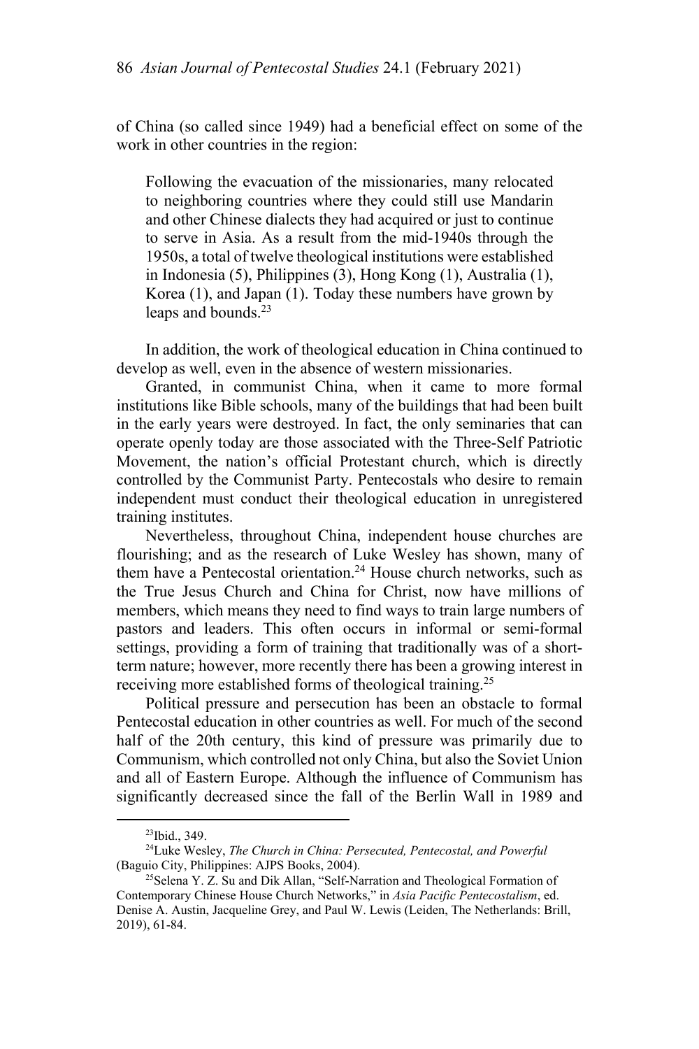of China (so called since 1949) had a beneficial effect on some of the work in other countries in the region:

> Following the evacuation of the missionaries, many relocated to neighboring countries where they could still use Mandarin and other Chinese dialects they had acquired or just to continue to serve in Asia. As a result from the mid-1940s through the 1950s, a total of twelve theological institutions were established in Indonesia (5), Philippines (3), Hong Kong (1), Australia (1), Korea (1), and Japan (1). Today these numbers have grown by leaps and bounds.[23]

In addition, the work of theological education in China continued to develop as well, even in the absence of western missionaries.

Granted, in communist China, when it came to more formal institutions like Bible schools, many of the buildings that had been built in the early years were destroyed. In fact, the only seminaries that can operate openly today are those associated with the Three-Self Patriotic Movement, the nation's official Protestant church, which is directly controlled by the Communist Party. Pentecostals who desire to remain independent must conduct their theological education in unregistered training institutes.

Nevertheless, throughout China, independent house churches are flourishing; and as the research of Luke Wesley has shown, many of them have a Pentecostal orientation.[24] House church networks, such as the True Jesus Church and China for Christ, now have millions of members, which means they need to find ways to train large numbers of pastors and leaders. This often occurs in informal or semi-formal settings, providing a form of training that traditionally was of a short-term nature; however, more recently there has been a growing interest in receiving more established forms of theological training.[25]

Political pressure and persecution has been an obstacle to formal Pentecostal education in other countries as well. For much of the second half of the 20th century, this kind of pressure was primarily due to Communism, which controlled not only China, but also the Soviet Union and all of Eastern Europe. Although the influence of Communism has significantly decreased since the fall of the Berlin Wall in 1989 and

---

[23]Ibid., 349.

[24]Luke Wesley, *The Church in China: Persecuted, Pentecostal, and Powerful* (Baguio City, Philippines: AJPS Books, 2004).

[25]Selena Y. Z. Su and Dik Allan, "Self-Narration and Theological Formation of Contemporary Chinese House Church Networks," in *Asia Pacific Pentecostalism*, ed. Denise A. Austin, Jacqueline Grey, and Paul W. Lewis (Leiden, The Netherlands: Brill, 2019), 61-84.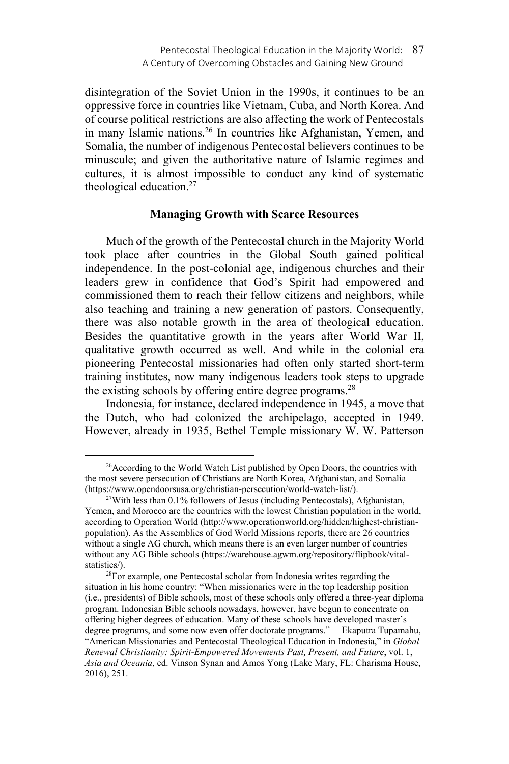disintegration of the Soviet Union in the 1990s, it continues to be an oppressive force in countries like Vietnam, Cuba, and North Korea. And of course political restrictions are also affecting the work of Pentecostals in many Islamic nations.[26] In countries like Afghanistan, Yemen, and Somalia, the number of indigenous Pentecostal believers continues to be minuscule; and given the authoritative nature of Islamic regimes and cultures, it is almost impossible to conduct any kind of systematic theological education.[27]

## Managing Growth with Scarce Resources

Much of the growth of the Pentecostal church in the Majority World took place after countries in the Global South gained political independence. In the post-colonial age, indigenous churches and their leaders grew in confidence that God's Spirit had empowered and commissioned them to reach their fellow citizens and neighbors, while also teaching and training a new generation of pastors. Consequently, there was also notable growth in the area of theological education. Besides the quantitative growth in the years after World War II, qualitative growth occurred as well. And while in the colonial era pioneering Pentecostal missionaries had often only started short-term training institutes, now many indigenous leaders took steps to upgrade the existing schools by offering entire degree programs.[28]

Indonesia, for instance, declared independence in 1945, a move that the Dutch, who had colonized the archipelago, accepted in 1949. However, already in 1935, Bethel Temple missionary W. W. Patterson

---

[26] According to the World Watch List published by Open Doors, the countries with the most severe persecution of Christians are North Korea, Afghanistan, and Somalia (https://www.opendoorsusa.org/christian-persecution/world-watch-list/).

[27] With less than 0.1% followers of Jesus (including Pentecostals), Afghanistan, Yemen, and Morocco are the countries with the lowest Christian population in the world, according to Operation World (http://www.operationworld.org/hidden/highest-christian-population). As the Assemblies of God World Missions reports, there are 26 countries without a single AG church, which means there is an even larger number of countries without any AG Bible schools (https://warehouse.agwm.org/repository/flipbook/vital-statistics/).

[28] For example, one Pentecostal scholar from Indonesia writes regarding the situation in his home country: "When missionaries were in the top leadership position (i.e., presidents) of Bible schools, most of these schools only offered a three-year diploma program. Indonesian Bible schools nowadays, however, have begun to concentrate on offering higher degrees of education. Many of these schools have developed master's degree programs, and some now even offer doctorate programs."— Ekaputra Tupamahu, "American Missionaries and Pentecostal Theological Education in Indonesia," in *Global Renewal Christianity: Spirit-Empowered Movements Past, Present, and Future*, vol. 1, *Asia and Oceania*, ed. Vinson Synan and Amos Yong (Lake Mary, FL: Charisma House, 2016), 251.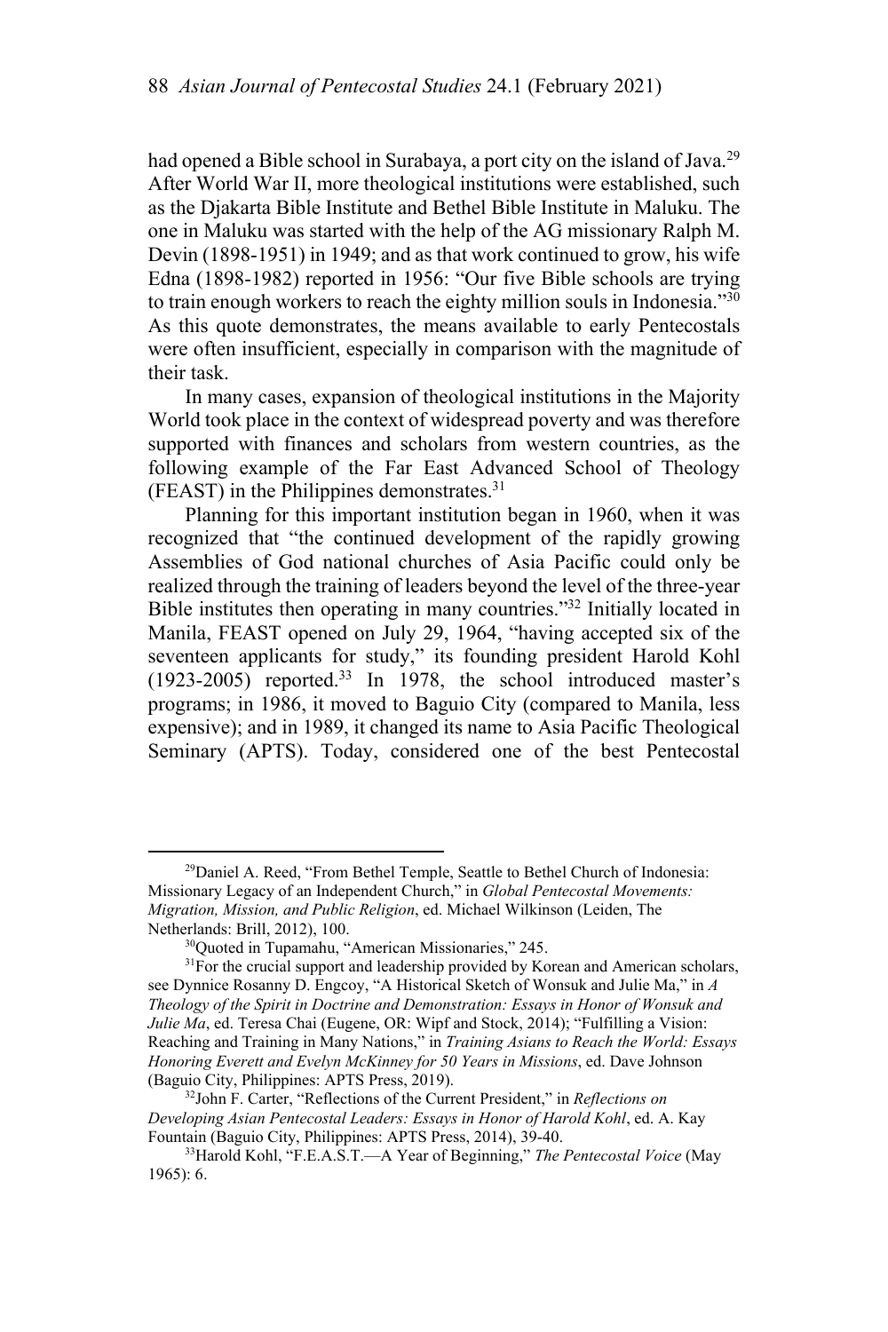had opened a Bible school in Surabaya, a port city on the island of Java.[29] After World War II, more theological institutions were established, such as the Djakarta Bible Institute and Bethel Bible Institute in Maluku. The one in Maluku was started with the help of the AG missionary Ralph M. Devin (1898-1951) in 1949; and as that work continued to grow, his wife Edna (1898-1982) reported in 1956: "Our five Bible schools are trying to train enough workers to reach the eighty million souls in Indonesia."[30] As this quote demonstrates, the means available to early Pentecostals were often insufficient, especially in comparison with the magnitude of their task.

In many cases, expansion of theological institutions in the Majority World took place in the context of widespread poverty and was therefore supported with finances and scholars from western countries, as the following example of the Far East Advanced School of Theology (FEAST) in the Philippines demonstrates.[31]

Planning for this important institution began in 1960, when it was recognized that "the continued development of the rapidly growing Assemblies of God national churches of Asia Pacific could only be realized through the training of leaders beyond the level of the three-year Bible institutes then operating in many countries."[32] Initially located in Manila, FEAST opened on July 29, 1964, "having accepted six of the seventeen applicants for study," its founding president Harold Kohl (1923-2005) reported.[33] In 1978, the school introduced master's programs; in 1986, it moved to Baguio City (compared to Manila, less expensive); and in 1989, it changed its name to Asia Pacific Theological Seminary (APTS). Today, considered one of the best Pentecostal

---

[29] Daniel A. Reed, "From Bethel Temple, Seattle to Bethel Church of Indonesia: Missionary Legacy of an Independent Church," in *Global Pentecostal Movements: Migration, Mission, and Public Religion*, ed. Michael Wilkinson (Leiden, The Netherlands: Brill, 2012), 100.

[30] Quoted in Tupamahu, "American Missionaries," 245.

[31] For the crucial support and leadership provided by Korean and American scholars, see Dynnice Rosanny D. Engcoy, "A Historical Sketch of Wonsuk and Julie Ma," in *A Theology of the Spirit in Doctrine and Demonstration: Essays in Honor of Wonsuk and Julie Ma*, ed. Teresa Chai (Eugene, OR: Wipf and Stock, 2014); "Fulfilling a Vision: Reaching and Training in Many Nations," in *Training Asians to Reach the World: Essays Honoring Everett and Evelyn McKinney for 50 Years in Missions*, ed. Dave Johnson (Baguio City, Philippines: APTS Press, 2019).

[32] John F. Carter, "Reflections of the Current President," in *Reflections on Developing Asian Pentecostal Leaders: Essays in Honor of Harold Kohl*, ed. A. Kay Fountain (Baguio City, Philippines: APTS Press, 2014), 39-40.

[33] Harold Kohl, "F.E.A.S.T.—A Year of Beginning," *The Pentecostal Voice* (May 1965): 6.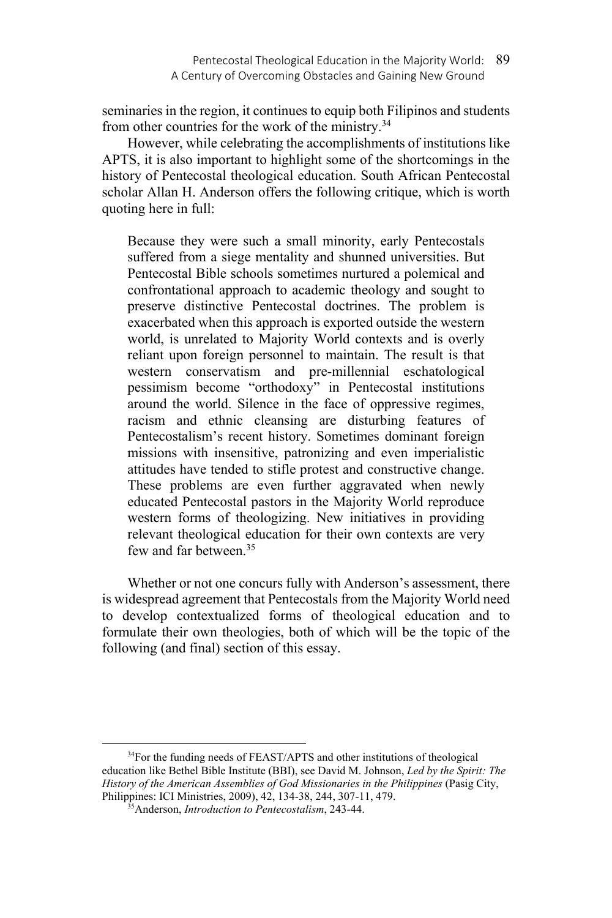seminaries in the region, it continues to equip both Filipinos and students from other countries for the work of the ministry.[34]

However, while celebrating the accomplishments of institutions like APTS, it is also important to highlight some of the shortcomings in the history of Pentecostal theological education. South African Pentecostal scholar Allan H. Anderson offers the following critique, which is worth quoting here in full:

> Because they were such a small minority, early Pentecostals suffered from a siege mentality and shunned universities. But Pentecostal Bible schools sometimes nurtured a polemical and confrontational approach to academic theology and sought to preserve distinctive Pentecostal doctrines. The problem is exacerbated when this approach is exported outside the western world, is unrelated to Majority World contexts and is overly reliant upon foreign personnel to maintain. The result is that western conservatism and pre-millennial eschatological pessimism become "orthodoxy" in Pentecostal institutions around the world. Silence in the face of oppressive regimes, racism and ethnic cleansing are disturbing features of Pentecostalism's recent history. Sometimes dominant foreign missions with insensitive, patronizing and even imperialistic attitudes have tended to stifle protest and constructive change. These problems are even further aggravated when newly educated Pentecostal pastors in the Majority World reproduce western forms of theologizing. New initiatives in providing relevant theological education for their own contexts are very few and far between.[35]

Whether or not one concurs fully with Anderson's assessment, there is widespread agreement that Pentecostals from the Majority World need to develop contextualized forms of theological education and to formulate their own theologies, both of which will be the topic of the following (and final) section of this essay.

---

[34]For the funding needs of FEAST/APTS and other institutions of theological education like Bethel Bible Institute (BBI), see David M. Johnson, *Led by the Spirit: The History of the American Assemblies of God Missionaries in the Philippines* (Pasig City, Philippines: ICI Ministries, 2009), 42, 134-38, 244, 307-11, 479.

[35]Anderson, *Introduction to Pentecostalism*, 243-44.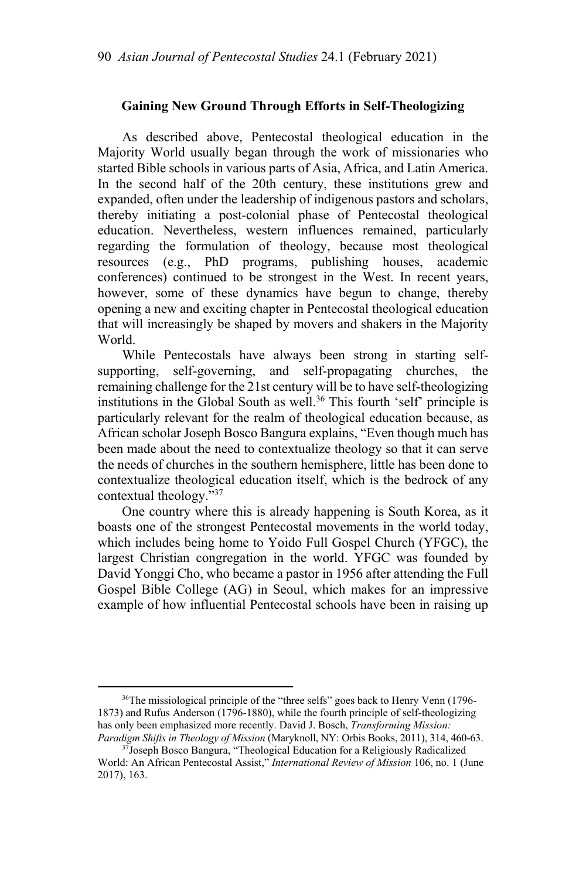### Gaining New Ground Through Efforts in Self-Theologizing

As described above, Pentecostal theological education in the Majority World usually began through the work of missionaries who started Bible schools in various parts of Asia, Africa, and Latin America. In the second half of the 20th century, these institutions grew and expanded, often under the leadership of indigenous pastors and scholars, thereby initiating a post-colonial phase of Pentecostal theological education. Nevertheless, western influences remained, particularly regarding the formulation of theology, because most theological resources (e.g., PhD programs, publishing houses, academic conferences) continued to be strongest in the West. In recent years, however, some of these dynamics have begun to change, thereby opening a new and exciting chapter in Pentecostal theological education that will increasingly be shaped by movers and shakers in the Majority World.

While Pentecostals have always been strong in starting self-supporting, self-governing, and self-propagating churches, the remaining challenge for the 21st century will be to have self-theologizing institutions in the Global South as well.[36] This fourth 'self' principle is particularly relevant for the realm of theological education because, as African scholar Joseph Bosco Bangura explains, "Even though much has been made about the need to contextualize theology so that it can serve the needs of churches in the southern hemisphere, little has been done to contextualize theological education itself, which is the bedrock of any contextual theology."[37]

One country where this is already happening is South Korea, as it boasts one of the strongest Pentecostal movements in the world today, which includes being home to Yoido Full Gospel Church (YFGC), the largest Christian congregation in the world. YFGC was founded by David Yonggi Cho, who became a pastor in 1956 after attending the Full Gospel Bible College (AG) in Seoul, which makes for an impressive example of how influential Pentecostal schools have been in raising up

---

[36]The missiological principle of the "three selfs" goes back to Henry Venn (1796-1873) and Rufus Anderson (1796-1880), while the fourth principle of self-theologizing has only been emphasized more recently. David J. Bosch, *Transforming Mission: Paradigm Shifts in Theology of Mission* (Maryknoll, NY: Orbis Books, 2011), 314, 460-63.

[37]Joseph Bosco Bangura, "Theological Education for a Religiously Radicalized World: An African Pentecostal Assist," *International Review of Mission* 106, no. 1 (June 2017), 163.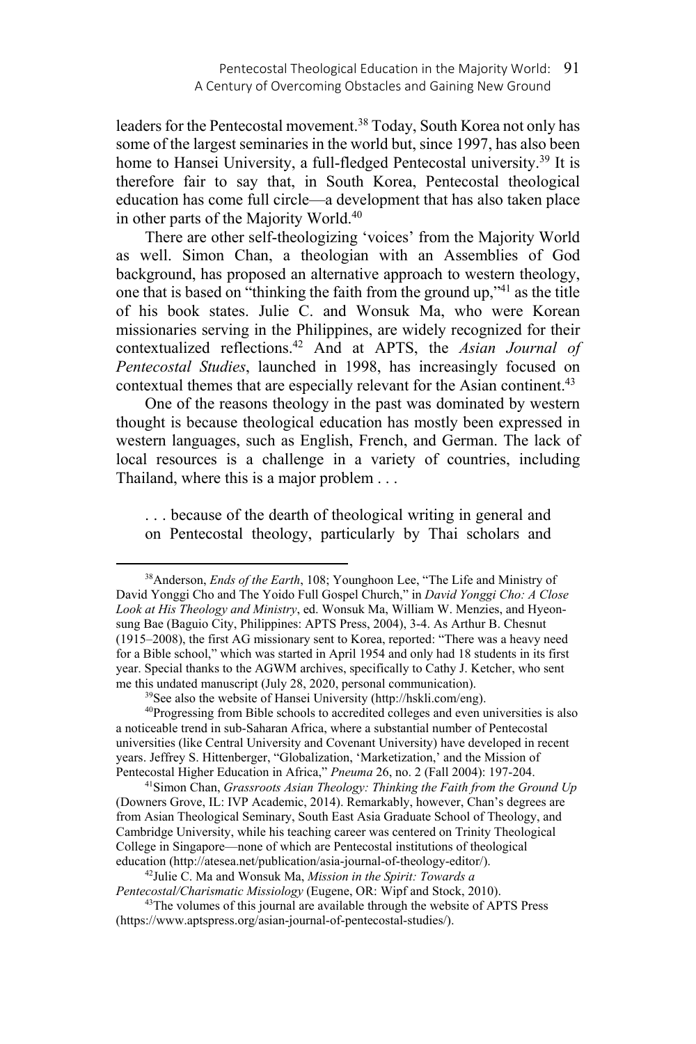leaders for the Pentecostal movement.[38] Today, South Korea not only has some of the largest seminaries in the world but, since 1997, has also been home to Hansei University, a full-fledged Pentecostal university.[39] It is therefore fair to say that, in South Korea, Pentecostal theological education has come full circle—a development that has also taken place in other parts of the Majority World.[40]

There are other self-theologizing 'voices' from the Majority World as well. Simon Chan, a theologian with an Assemblies of God background, has proposed an alternative approach to western theology, one that is based on "thinking the faith from the ground up,"[41] as the title of his book states. Julie C. and Wonsuk Ma, who were Korean missionaries serving in the Philippines, are widely recognized for their contextualized reflections.[42] And at APTS, the *Asian Journal of Pentecostal Studies*, launched in 1998, has increasingly focused on contextual themes that are especially relevant for the Asian continent.[43]

One of the reasons theology in the past was dominated by western thought is because theological education has mostly been expressed in western languages, such as English, French, and German. The lack of local resources is a challenge in a variety of countries, including Thailand, where this is a major problem . . .

> . . . because of the dearth of theological writing in general and on Pentecostal theology, particularly by Thai scholars and

---

[38] Anderson, *Ends of the Earth*, 108; Younghoon Lee, "The Life and Ministry of David Yonggi Cho and The Yoido Full Gospel Church," in *David Yonggi Cho: A Close Look at His Theology and Ministry*, ed. Wonsuk Ma, William W. Menzies, and Hyeon-sung Bae (Baguio City, Philippines: APTS Press, 2004), 3-4. As Arthur B. Chesnut (1915–2008), the first AG missionary sent to Korea, reported: "There was a heavy need for a Bible school," which was started in April 1954 and only had 18 students in its first year. Special thanks to the AGWM archives, specifically to Cathy J. Ketcher, who sent me this undated manuscript (July 28, 2020, personal communication).

[39] See also the website of Hansei University (http://hskli.com/eng).

[40] Progressing from Bible schools to accredited colleges and even universities is also a noticeable trend in sub-Saharan Africa, where a substantial number of Pentecostal universities (like Central University and Covenant University) have developed in recent years. Jeffrey S. Hittenberger, "Globalization, 'Marketization,' and the Mission of Pentecostal Higher Education in Africa," *Pneuma* 26, no. 2 (Fall 2004): 197-204.

[41] Simon Chan, *Grassroots Asian Theology: Thinking the Faith from the Ground Up* (Downers Grove, IL: IVP Academic, 2014). Remarkably, however, Chan's degrees are from Asian Theological Seminary, South East Asia Graduate School of Theology, and Cambridge University, while his teaching career was centered on Trinity Theological College in Singapore—none of which are Pentecostal institutions of theological education (http://atesea.net/publication/asia-journal-of-theology-editor/).

[42] Julie C. Ma and Wonsuk Ma, *Mission in the Spirit: Towards a Pentecostal/Charismatic Missiology* (Eugene, OR: Wipf and Stock, 2010).

[43] The volumes of this journal are available through the website of APTS Press (https://www.aptspress.org/asian-journal-of-pentecostal-studies/).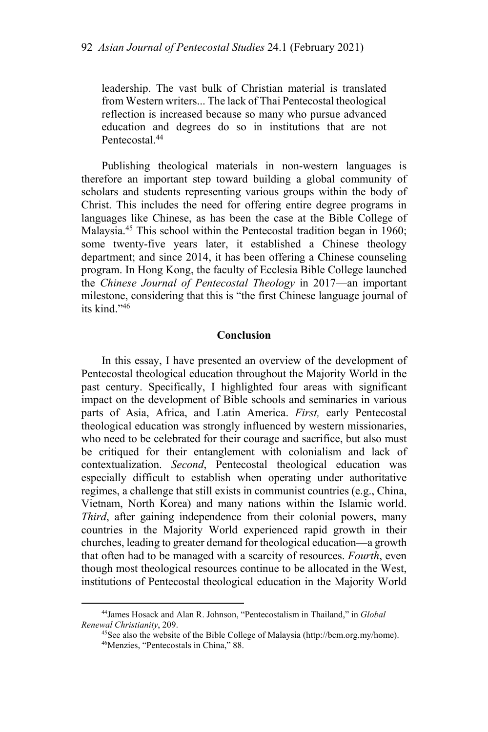> leadership. The vast bulk of Christian material is translated from Western writers... The lack of Thai Pentecostal theological reflection is increased because so many who pursue advanced education and degrees do so in institutions that are not Pentecostal.[44]

Publishing theological materials in non-western languages is therefore an important step toward building a global community of scholars and students representing various groups within the body of Christ. This includes the need for offering entire degree programs in languages like Chinese, as has been the case at the Bible College of Malaysia.[45] This school within the Pentecostal tradition began in 1960; some twenty-five years later, it established a Chinese theology department; and since 2014, it has been offering a Chinese counseling program. In Hong Kong, the faculty of Ecclesia Bible College launched the *Chinese Journal of Pentecostal Theology* in 2017—an important milestone, considering that this is "the first Chinese language journal of its kind."[46]

## Conclusion

In this essay, I have presented an overview of the development of Pentecostal theological education throughout the Majority World in the past century. Specifically, I highlighted four areas with significant impact on the development of Bible schools and seminaries in various parts of Asia, Africa, and Latin America. *First,* early Pentecostal theological education was strongly influenced by western missionaries, who need to be celebrated for their courage and sacrifice, but also must be critiqued for their entanglement with colonialism and lack of contextualization. *Second*, Pentecostal theological education was especially difficult to establish when operating under authoritative regimes, a challenge that still exists in communist countries (e.g., China, Vietnam, North Korea) and many nations within the Islamic world. *Third*, after gaining independence from their colonial powers, many countries in the Majority World experienced rapid growth in their churches, leading to greater demand for theological education—a growth that often had to be managed with a scarcity of resources. *Fourth*, even though most theological resources continue to be allocated in the West, institutions of Pentecostal theological education in the Majority World

---

[44] James Hosack and Alan R. Johnson, "Pentecostalism in Thailand," in *Global Renewal Christianity*, 209.

[45] See also the website of the Bible College of Malaysia (http://bcm.org.my/home).

[46] Menzies, "Pentecostals in China," 88.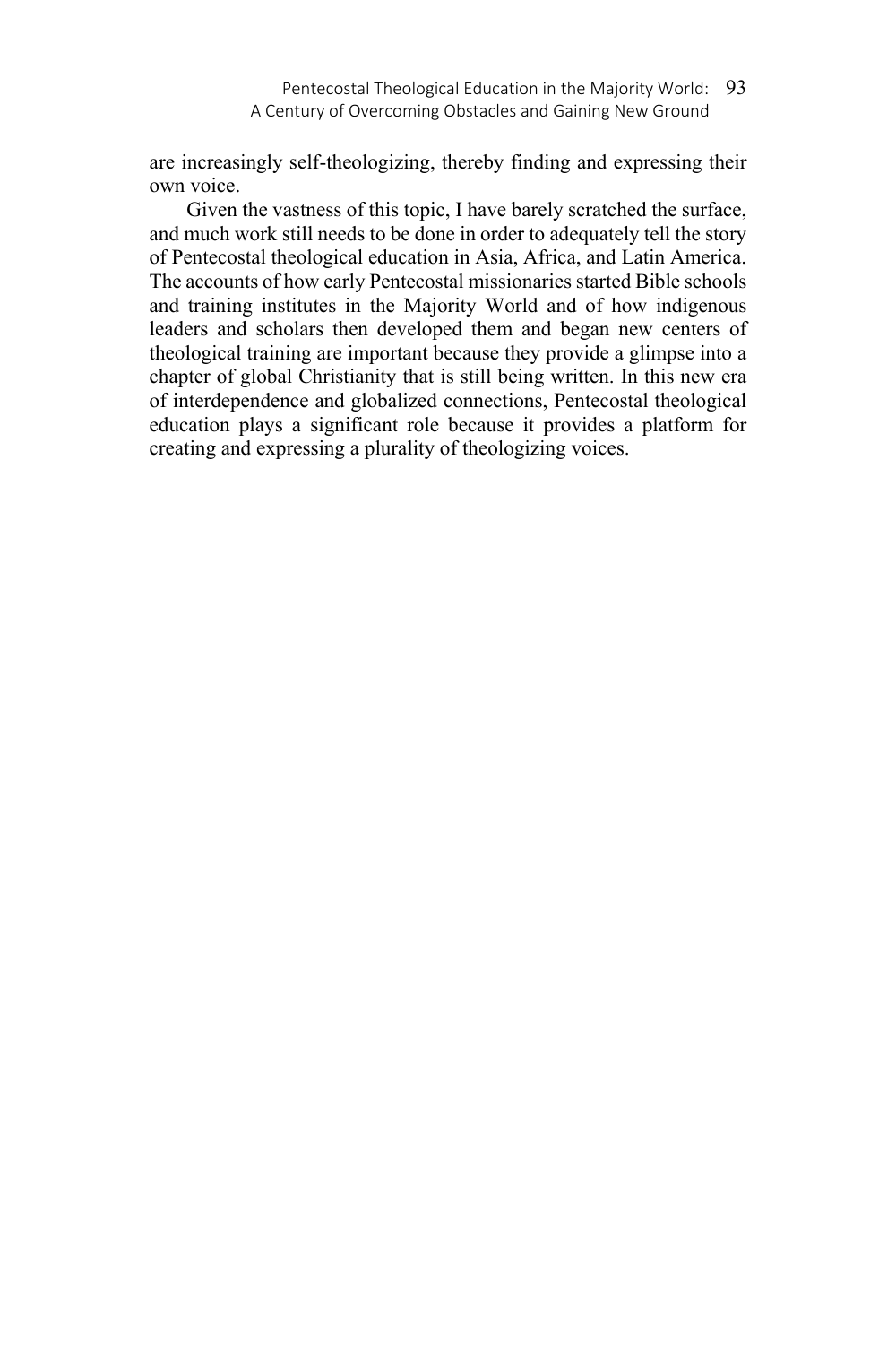are increasingly self-theologizing, thereby finding and expressing their own voice.

Given the vastness of this topic, I have barely scratched the surface, and much work still needs to be done in order to adequately tell the story of Pentecostal theological education in Asia, Africa, and Latin America. The accounts of how early Pentecostal missionaries started Bible schools and training institutes in the Majority World and of how indigenous leaders and scholars then developed them and began new centers of theological training are important because they provide a glimpse into a chapter of global Christianity that is still being written. In this new era of interdependence and globalized connections, Pentecostal theological education plays a significant role because it provides a platform for creating and expressing a plurality of theologizing voices.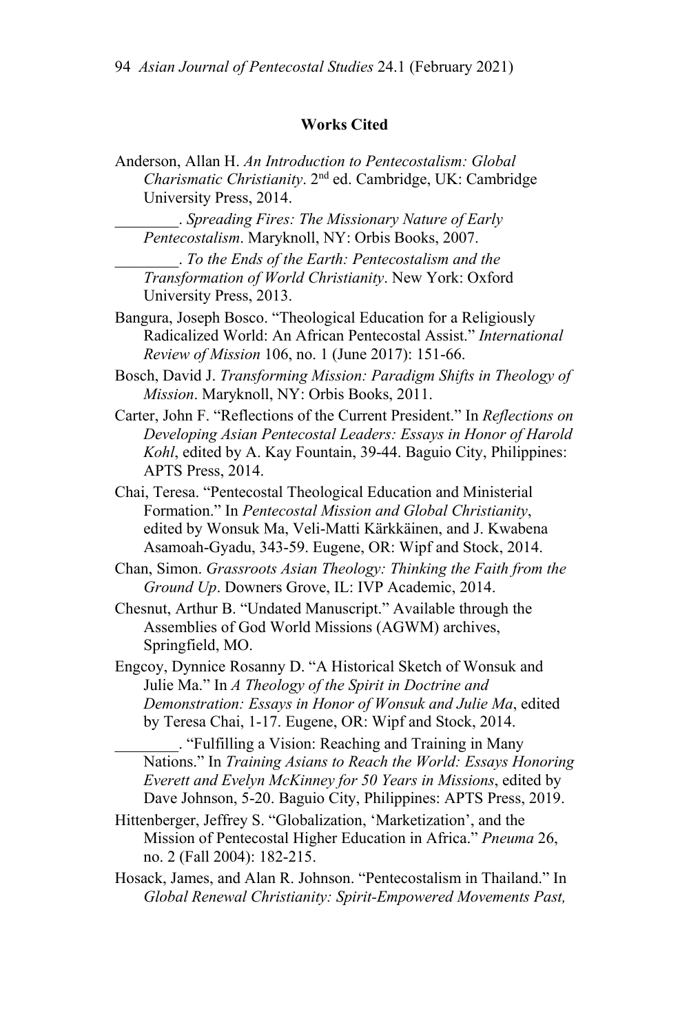**Works Cited**

Anderson, Allan H. *An Introduction to Pentecostalism: Global Charismatic Christianity*. 2nd ed. Cambridge, UK: Cambridge University Press, 2014.

________. *Spreading Fires: The Missionary Nature of Early Pentecostalism*. Maryknoll, NY: Orbis Books, 2007.

________. *To the Ends of the Earth: Pentecostalism and the Transformation of World Christianity*. New York: Oxford University Press, 2013.

Bangura, Joseph Bosco. "Theological Education for a Religiously Radicalized World: An African Pentecostal Assist." *International Review of Mission* 106, no. 1 (June 2017): 151-66.

Bosch, David J. *Transforming Mission: Paradigm Shifts in Theology of Mission*. Maryknoll, NY: Orbis Books, 2011.

Carter, John F. "Reflections of the Current President." In *Reflections on Developing Asian Pentecostal Leaders: Essays in Honor of Harold Kohl*, edited by A. Kay Fountain, 39-44. Baguio City, Philippines: APTS Press, 2014.

Chai, Teresa. "Pentecostal Theological Education and Ministerial Formation." In *Pentecostal Mission and Global Christianity*, edited by Wonsuk Ma, Veli-Matti Kärkkäinen, and J. Kwabena Asamoah-Gyadu, 343-59. Eugene, OR: Wipf and Stock, 2014.

Chan, Simon. *Grassroots Asian Theology: Thinking the Faith from the Ground Up*. Downers Grove, IL: IVP Academic, 2014.

Chesnut, Arthur B. "Undated Manuscript." Available through the Assemblies of God World Missions (AGWM) archives, Springfield, MO.

Engcoy, Dynnice Rosanny D. "A Historical Sketch of Wonsuk and Julie Ma." In *A Theology of the Spirit in Doctrine and Demonstration: Essays in Honor of Wonsuk and Julie Ma*, edited by Teresa Chai, 1-17. Eugene, OR: Wipf and Stock, 2014.

________. "Fulfilling a Vision: Reaching and Training in Many Nations." In *Training Asians to Reach the World: Essays Honoring Everett and Evelyn McKinney for 50 Years in Missions*, edited by Dave Johnson, 5-20. Baguio City, Philippines: APTS Press, 2019.

Hittenberger, Jeffrey S. "Globalization, 'Marketization', and the Mission of Pentecostal Higher Education in Africa." *Pneuma* 26, no. 2 (Fall 2004): 182-215.

Hosack, James, and Alan R. Johnson. "Pentecostalism in Thailand." In *Global Renewal Christianity: Spirit-Empowered Movements Past,*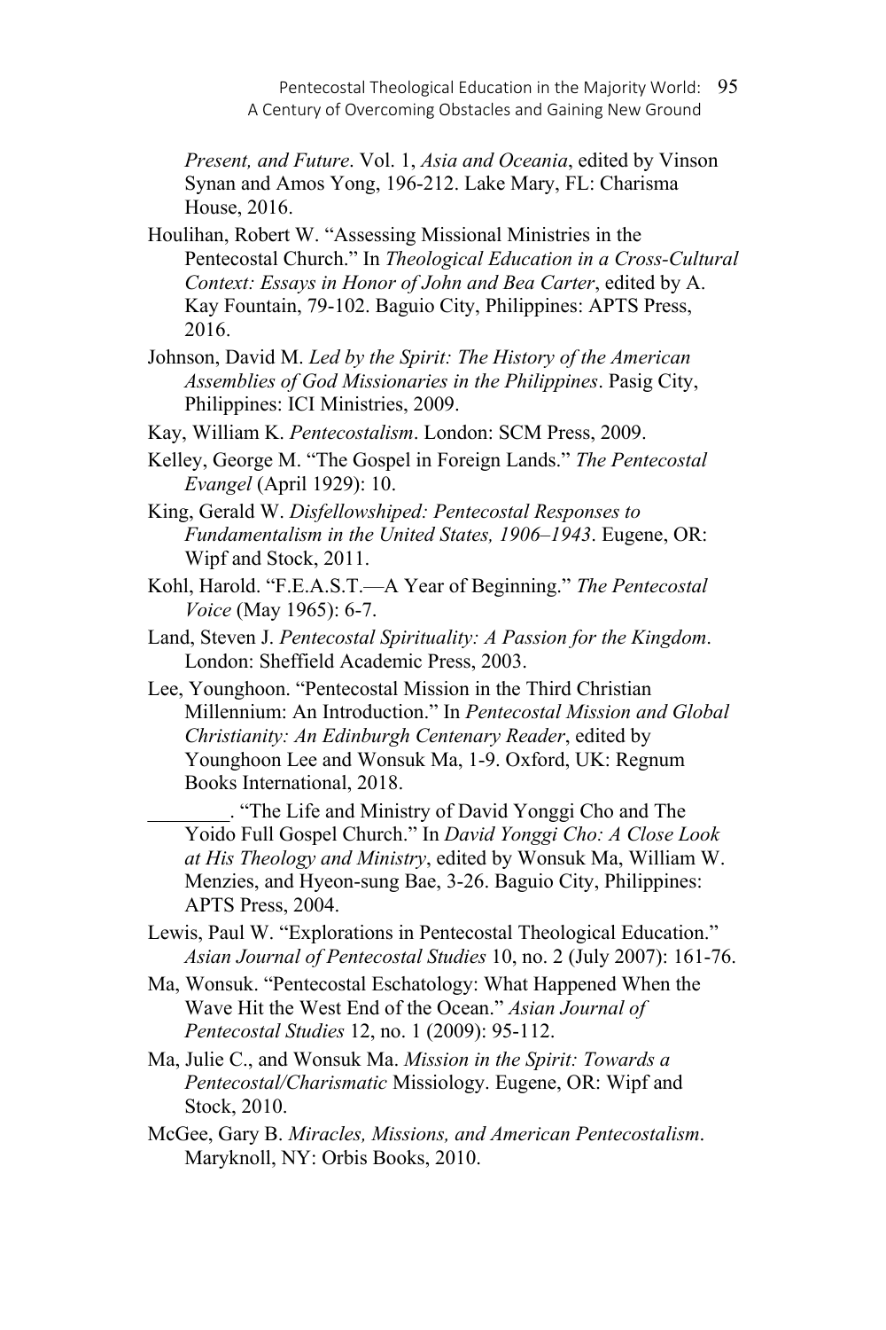*Present, and Future*. Vol. 1, *Asia and Oceania*, edited by Vinson Synan and Amos Yong, 196-212. Lake Mary, FL: Charisma House, 2016.

Houlihan, Robert W. "Assessing Missional Ministries in the Pentecostal Church." In *Theological Education in a Cross-Cultural Context: Essays in Honor of John and Bea Carter*, edited by A. Kay Fountain, 79-102. Baguio City, Philippines: APTS Press, 2016.

Johnson, David M. *Led by the Spirit: The History of the American Assemblies of God Missionaries in the Philippines*. Pasig City, Philippines: ICI Ministries, 2009.

Kay, William K. *Pentecostalism*. London: SCM Press, 2009.

Kelley, George M. "The Gospel in Foreign Lands." *The Pentecostal Evangel* (April 1929): 10.

King, Gerald W. *Disfellowshiped: Pentecostal Responses to Fundamentalism in the United States, 1906–1943*. Eugene, OR: Wipf and Stock, 2011.

Kohl, Harold. "F.E.A.S.T.—A Year of Beginning." *The Pentecostal Voice* (May 1965): 6-7.

Land, Steven J. *Pentecostal Spirituality: A Passion for the Kingdom*. London: Sheffield Academic Press, 2003.

Lee, Younghoon. "Pentecostal Mission in the Third Christian Millennium: An Introduction." In *Pentecostal Mission and Global Christianity: An Edinburgh Centenary Reader*, edited by Younghoon Lee and Wonsuk Ma, 1-9. Oxford, UK: Regnum Books International, 2018.

________. "The Life and Ministry of David Yonggi Cho and The Yoido Full Gospel Church." In *David Yonggi Cho: A Close Look at His Theology and Ministry*, edited by Wonsuk Ma, William W. Menzies, and Hyeon-sung Bae, 3-26. Baguio City, Philippines: APTS Press, 2004.

Lewis, Paul W. "Explorations in Pentecostal Theological Education." *Asian Journal of Pentecostal Studies* 10, no. 2 (July 2007): 161-76.

Ma, Wonsuk. "Pentecostal Eschatology: What Happened When the Wave Hit the West End of the Ocean." *Asian Journal of Pentecostal Studies* 12, no. 1 (2009): 95-112.

Ma, Julie C., and Wonsuk Ma. *Mission in the Spirit: Towards a Pentecostal/Charismatic* Missiology. Eugene, OR: Wipf and Stock, 2010.

McGee, Gary B. *Miracles, Missions, and American Pentecostalism*. Maryknoll, NY: Orbis Books, 2010.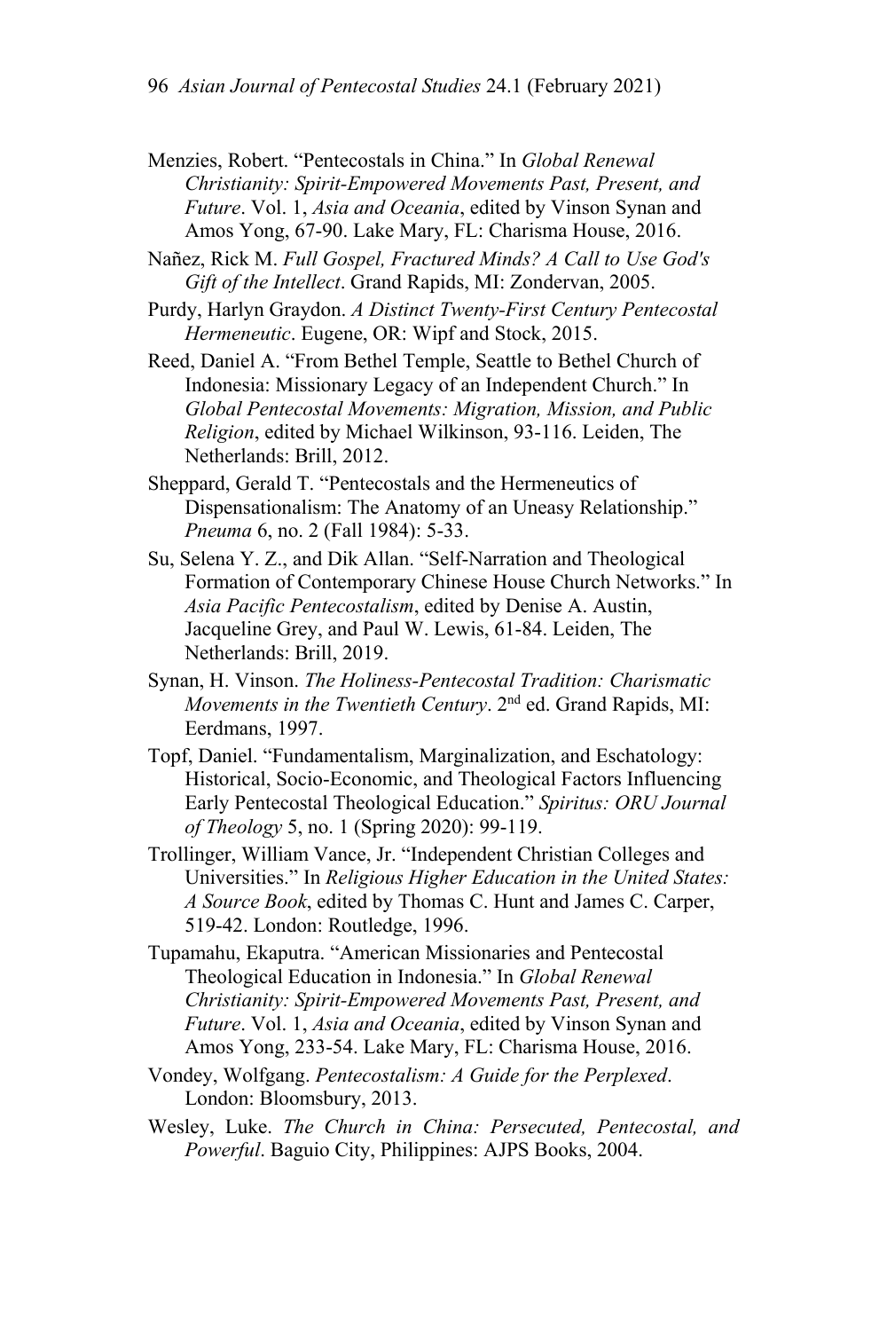Menzies, Robert. "Pentecostals in China." In *Global Renewal Christianity: Spirit-Empowered Movements Past, Present, and Future*. Vol. 1, *Asia and Oceania*, edited by Vinson Synan and Amos Yong, 67-90. Lake Mary, FL: Charisma House, 2016.

Nañez, Rick M. *Full Gospel, Fractured Minds? A Call to Use God's Gift of the Intellect*. Grand Rapids, MI: Zondervan, 2005.

Purdy, Harlyn Graydon. *A Distinct Twenty-First Century Pentecostal Hermeneutic*. Eugene, OR: Wipf and Stock, 2015.

Reed, Daniel A. "From Bethel Temple, Seattle to Bethel Church of Indonesia: Missionary Legacy of an Independent Church." In *Global Pentecostal Movements: Migration, Mission, and Public Religion*, edited by Michael Wilkinson, 93-116. Leiden, The Netherlands: Brill, 2012.

Sheppard, Gerald T. "Pentecostals and the Hermeneutics of Dispensationalism: The Anatomy of an Uneasy Relationship." *Pneuma* 6, no. 2 (Fall 1984): 5-33.

Su, Selena Y. Z., and Dik Allan. "Self-Narration and Theological Formation of Contemporary Chinese House Church Networks." In *Asia Pacific Pentecostalism*, edited by Denise A. Austin, Jacqueline Grey, and Paul W. Lewis, 61-84. Leiden, The Netherlands: Brill, 2019.

Synan, H. Vinson. *The Holiness-Pentecostal Tradition: Charismatic Movements in the Twentieth Century*. 2nd ed. Grand Rapids, MI: Eerdmans, 1997.

Topf, Daniel. "Fundamentalism, Marginalization, and Eschatology: Historical, Socio-Economic, and Theological Factors Influencing Early Pentecostal Theological Education." *Spiritus: ORU Journal of Theology* 5, no. 1 (Spring 2020): 99-119.

Trollinger, William Vance, Jr. "Independent Christian Colleges and Universities." In *Religious Higher Education in the United States: A Source Book*, edited by Thomas C. Hunt and James C. Carper, 519-42. London: Routledge, 1996.

Tupamahu, Ekaputra. "American Missionaries and Pentecostal Theological Education in Indonesia." In *Global Renewal Christianity: Spirit-Empowered Movements Past, Present, and Future*. Vol. 1, *Asia and Oceania*, edited by Vinson Synan and Amos Yong, 233-54. Lake Mary, FL: Charisma House, 2016.

Vondey, Wolfgang. *Pentecostalism: A Guide for the Perplexed*. London: Bloomsbury, 2013.

Wesley, Luke. *The Church in China: Persecuted, Pentecostal, and Powerful*. Baguio City, Philippines: AJPS Books, 2004.